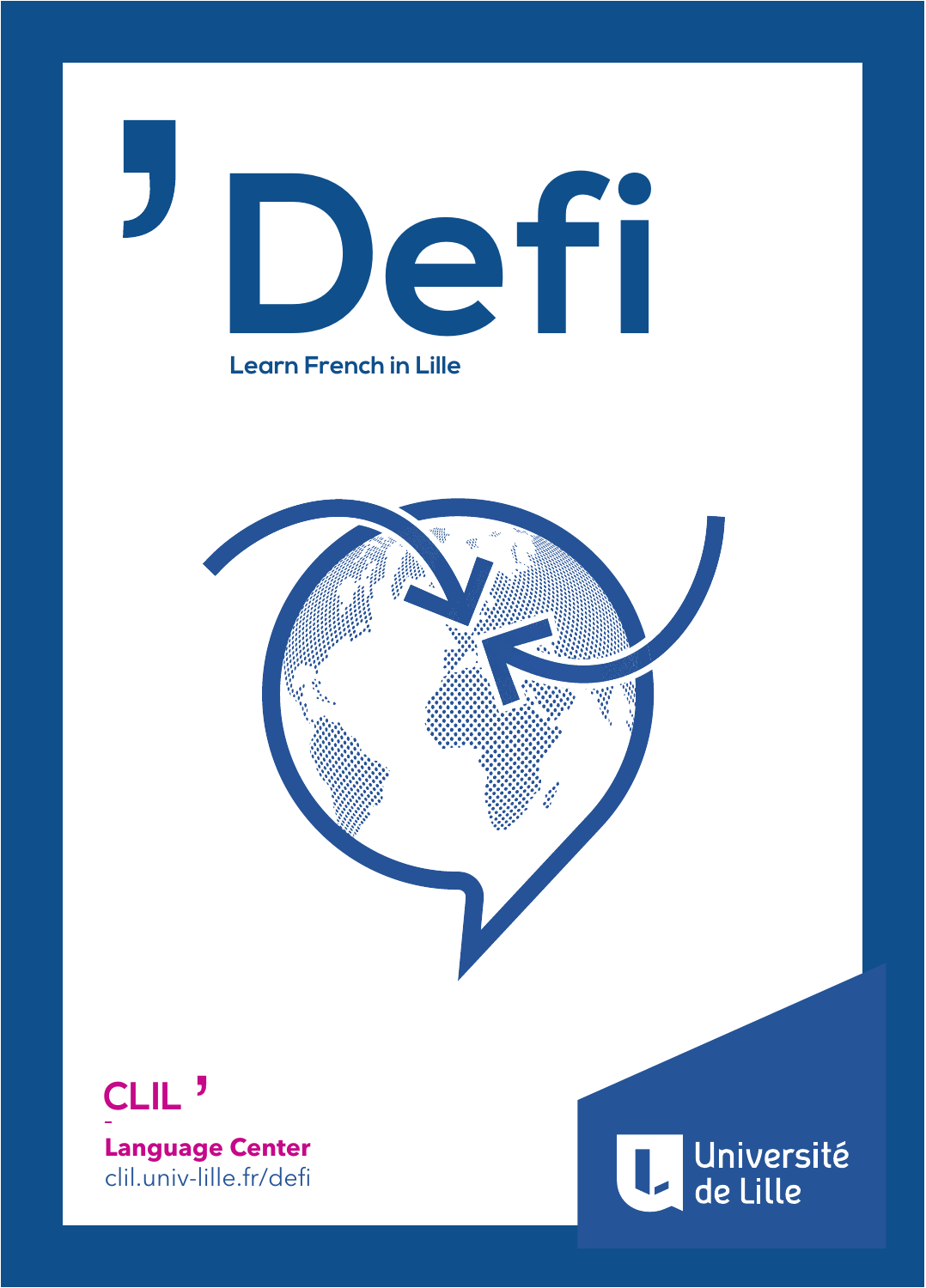# ’Defi

**Learn French in Lille**

CLIL ’

**Language Center**

clil.univ-lille.fr/defi

Université de Lille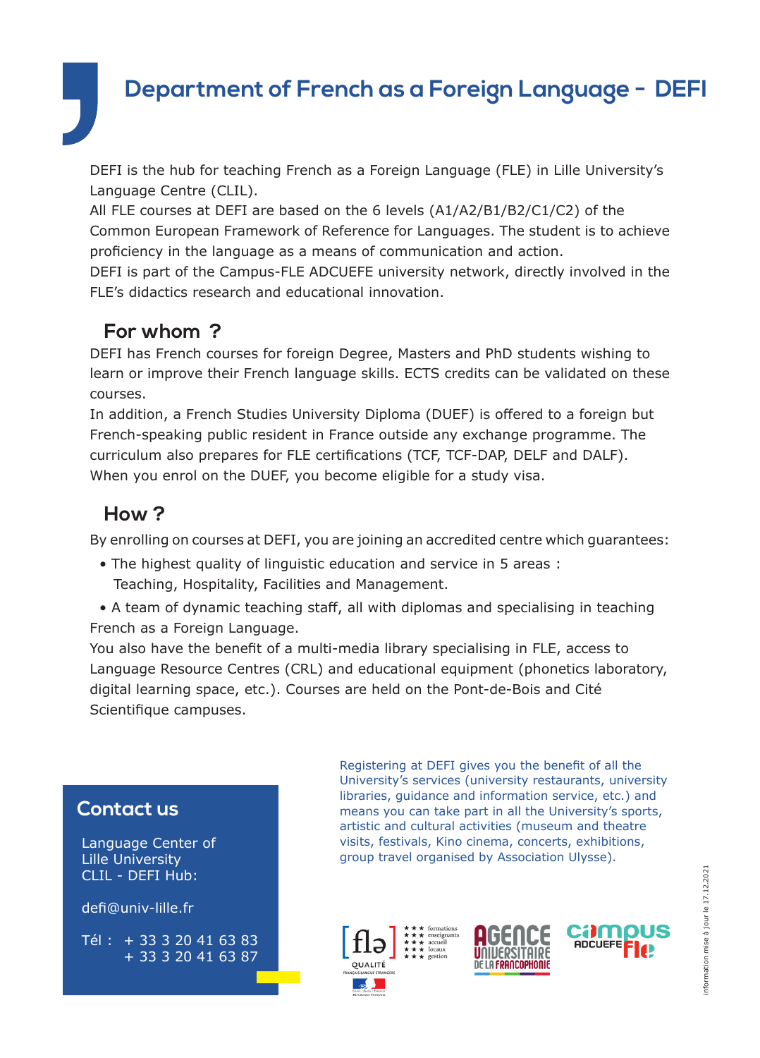# Department of French as a Foreign Language - DEFI

DEFI is the hub for teaching French as a Foreign Language (FLE) in Lille University's Language Centre (CLIL).
All FLE courses at DEFI are based on the 6 levels (A1/A2/B1/B2/C1/C2) of the Common European Framework of Reference for Languages. The student is to achieve proficiency in the language as a means of communication and action.
DEFI is part of the Campus-FLE ADCUEFE university network, directly involved in the FLE's didactics research and educational innovation.

## For whom ?

DEFI has French courses for foreign Degree, Masters and PhD students wishing to learn or improve their French language skills. ECTS credits can be validated on these courses.
In addition, a French Studies University Diploma (DUEF) is offered to a foreign but French-speaking public resident in France outside any exchange programme. The curriculum also prepares for FLE certifications (TCF, TCF-DAP, DELF and DALF).
When you enrol on the DUEF, you become eligible for a study visa.

## How ?

By enrolling on courses at DEFI, you are joining an accredited centre which guarantees:

- The highest quality of linguistic education and service in 5 areas : Teaching, Hospitality, Facilities and Management.
- A team of dynamic teaching staff, all with diplomas and specialising in teaching French as a Foreign Language.

You also have the benefit of a multi-media library specialising in FLE, access to Language Resource Centres (CRL) and educational equipment (phonetics laboratory, digital learning space, etc.). Courses are held on the Pont-de-Bois and Cité Scientifique campuses.

## Contact us

Language Center of Lille University
CLIL - DEFI Hub:

defi@univ-lille.fr

Tél : + 33 3 20 41 63 83
+ 33 3 20 41 63 87

Registering at DEFI gives you the benefit of all the University's services (university restaurants, university libraries, guidance and information service, etc.) and means you can take part in all the University's sports, artistic and cultural activities (museum and theatre visits, festivals, Kino cinema, concerts, exhibitions, group travel organised by Association Ulysse).

information mise à jour le 17.12.2021